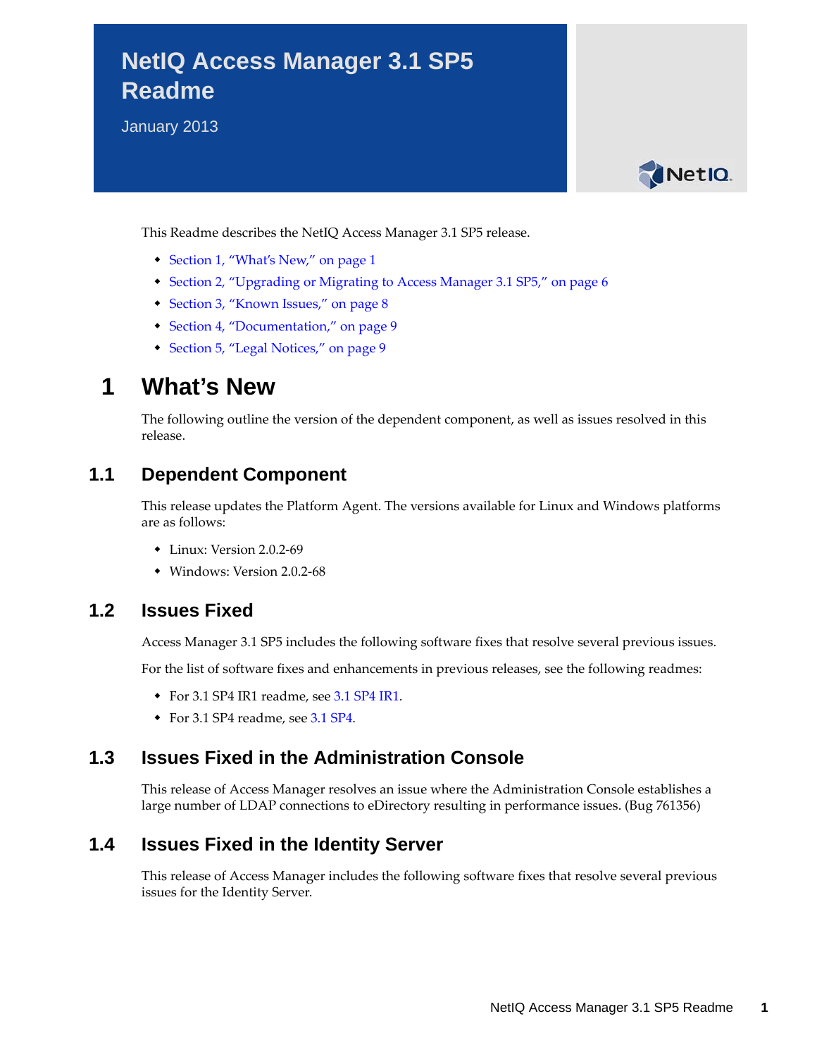# NetIQ Access Manager 3.1 SP5 Readme

January 2013

This Readme describes the NetIQ Access Manager 3.1 SP5 release.

- Section 1, "What's New," on page 1
- Section 2, "Upgrading or Migrating to Access Manager 3.1 SP5," on page 6
- Section 3, "Known Issues," on page 8
- Section 4, "Documentation," on page 9
- Section 5, "Legal Notices," on page 9

## 1 What's New

The following outline the version of the dependent component, as well as issues resolved in this release.

### 1.1 Dependent Component

This release updates the Platform Agent. The versions available for Linux and Windows platforms are as follows:

- Linux: Version 2.0.2-69
- Windows: Version 2.0.2-68

### 1.2 Issues Fixed

Access Manager 3.1 SP5 includes the following software fixes that resolve several previous issues.

For the list of software fixes and enhancements in previous releases, see the following readmes:

- For 3.1 SP4 IR1 readme, see 3.1 SP4 IR1.
- For 3.1 SP4 readme, see 3.1 SP4.

### 1.3 Issues Fixed in the Administration Console

This release of Access Manager resolves an issue where the Administration Console establishes a large number of LDAP connections to eDirectory resulting in performance issues. (Bug 761356)

### 1.4 Issues Fixed in the Identity Server

This release of Access Manager includes the following software fixes that resolve several previous issues for the Identity Server.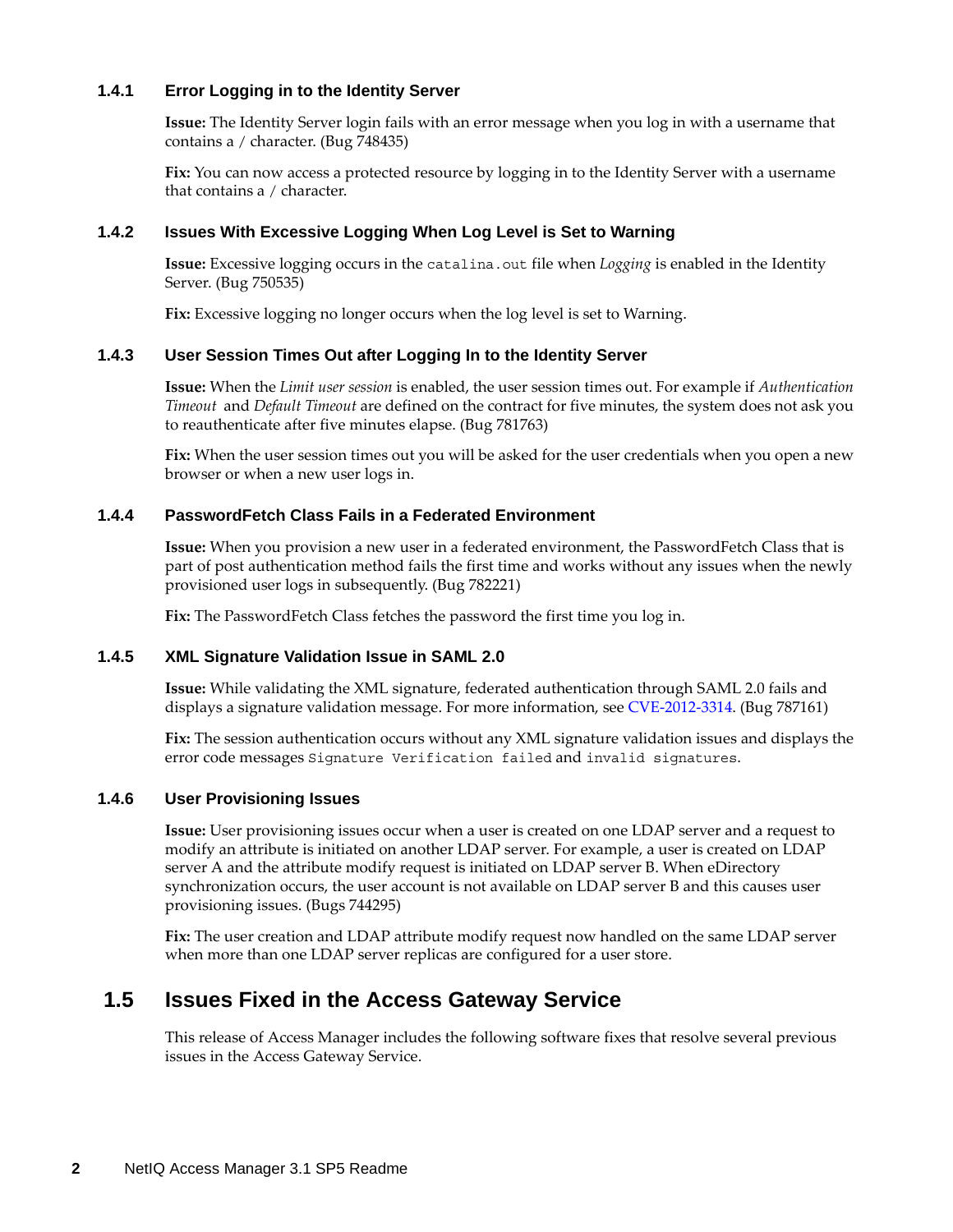### 1.4.1 Error Logging in to the Identity Server

**Issue:** The Identity Server login fails with an error message when you log in with a username that contains a / character. (Bug 748435)

**Fix:** You can now access a protected resource by logging in to the Identity Server with a username that contains a / character.

### 1.4.2 Issues With Excessive Logging When Log Level is Set to Warning

**Issue:** Excessive logging occurs in the `catalina.out` file when *Logging* is enabled in the Identity Server. (Bug 750535)

**Fix:** Excessive logging no longer occurs when the log level is set to Warning.

### 1.4.3 User Session Times Out after Logging In to the Identity Server

**Issue:** When the *Limit user session* is enabled, the user session times out. For example if *Authentication Timeout* and *Default Timeout* are defined on the contract for five minutes, the system does not ask you to reauthenticate after five minutes elapse. (Bug 781763)

**Fix:** When the user session times out you will be asked for the user credentials when you open a new browser or when a new user logs in.

### 1.4.4 PasswordFetch Class Fails in a Federated Environment

**Issue:** When you provision a new user in a federated environment, the PasswordFetch Class that is part of post authentication method fails the first time and works without any issues when the newly provisioned user logs in subsequently. (Bug 782221)

**Fix:** The PasswordFetch Class fetches the password the first time you log in.

### 1.4.5 XML Signature Validation Issue in SAML 2.0

**Issue:** While validating the XML signature, federated authentication through SAML 2.0 fails and displays a signature validation message. For more information, see CVE-2012-3314. (Bug 787161)

**Fix:** The session authentication occurs without any XML signature validation issues and displays the error code messages `Signature Verification failed` and `invalid signatures`.

### 1.4.6 User Provisioning Issues

**Issue:** User provisioning issues occur when a user is created on one LDAP server and a request to modify an attribute is initiated on another LDAP server. For example, a user is created on LDAP server A and the attribute modify request is initiated on LDAP server B. When eDirectory synchronization occurs, the user account is not available on LDAP server B and this causes user provisioning issues. (Bugs 744295)

**Fix:** The user creation and LDAP attribute modify request now handled on the same LDAP server when more than one LDAP server replicas are configured for a user store.

## 1.5 Issues Fixed in the Access Gateway Service

This release of Access Manager includes the following software fixes that resolve several previous issues in the Access Gateway Service.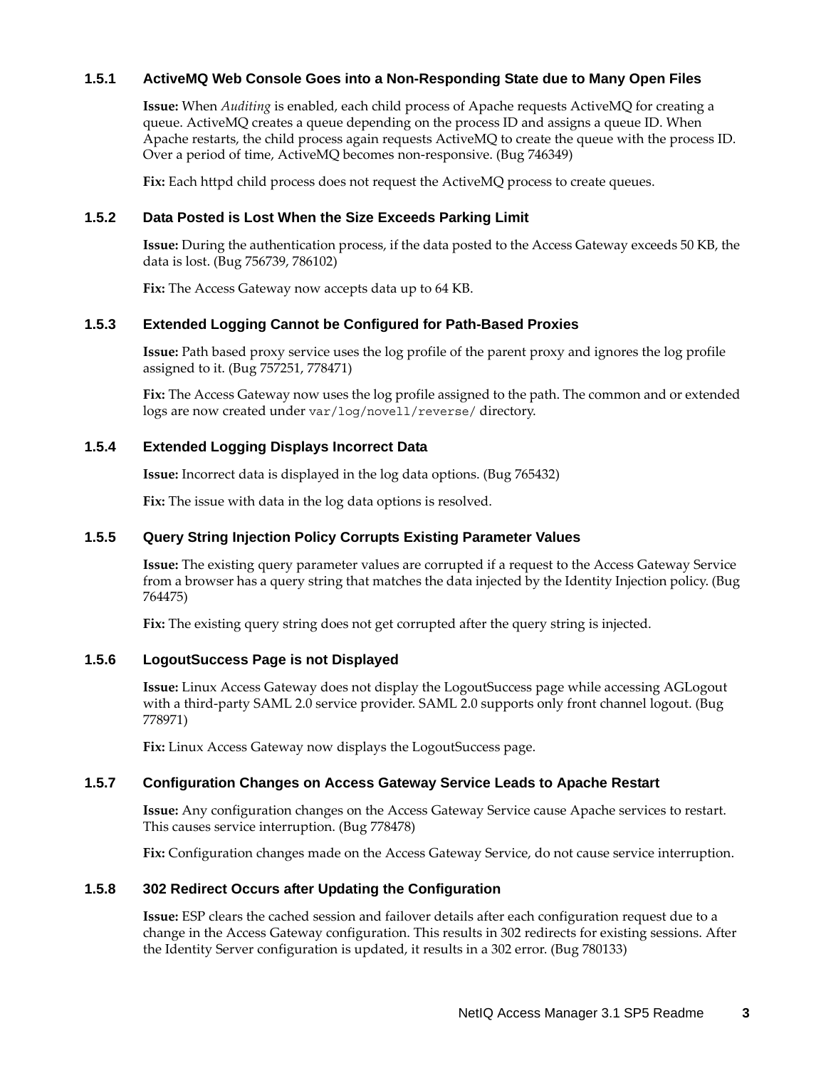### 1.5.1 ActiveMQ Web Console Goes into a Non-Responding State due to Many Open Files

**Issue:** When *Auditing* is enabled, each child process of Apache requests ActiveMQ for creating a queue. ActiveMQ creates a queue depending on the process ID and assigns a queue ID. When Apache restarts, the child process again requests ActiveMQ to create the queue with the process ID. Over a period of time, ActiveMQ becomes non-responsive. (Bug 746349)

**Fix:** Each httpd child process does not request the ActiveMQ process to create queues.

### 1.5.2 Data Posted is Lost When the Size Exceeds Parking Limit

**Issue:** During the authentication process, if the data posted to the Access Gateway exceeds 50 KB, the data is lost. (Bug 756739, 786102)

**Fix:** The Access Gateway now accepts data up to 64 KB.

### 1.5.3 Extended Logging Cannot be Configured for Path-Based Proxies

**Issue:** Path based proxy service uses the log profile of the parent proxy and ignores the log profile assigned to it. (Bug 757251, 778471)

**Fix:** The Access Gateway now uses the log profile assigned to the path. The common and or extended logs are now created under `var/log/novell/reverse/` directory.

### 1.5.4 Extended Logging Displays Incorrect Data

**Issue:** Incorrect data is displayed in the log data options. (Bug 765432)

**Fix:** The issue with data in the log data options is resolved.

### 1.5.5 Query String Injection Policy Corrupts Existing Parameter Values

**Issue:** The existing query parameter values are corrupted if a request to the Access Gateway Service from a browser has a query string that matches the data injected by the Identity Injection policy. (Bug 764475)

**Fix:** The existing query string does not get corrupted after the query string is injected.

### 1.5.6 LogoutSuccess Page is not Displayed

**Issue:** Linux Access Gateway does not display the LogoutSuccess page while accessing AGLogout with a third-party SAML 2.0 service provider. SAML 2.0 supports only front channel logout. (Bug 778971)

**Fix:** Linux Access Gateway now displays the LogoutSuccess page.

### 1.5.7 Configuration Changes on Access Gateway Service Leads to Apache Restart

**Issue:** Any configuration changes on the Access Gateway Service cause Apache services to restart. This causes service interruption. (Bug 778478)

**Fix:** Configuration changes made on the Access Gateway Service, do not cause service interruption.

### 1.5.8 302 Redirect Occurs after Updating the Configuration

**Issue:** ESP clears the cached session and failover details after each configuration request due to a change in the Access Gateway configuration. This results in 302 redirects for existing sessions. After the Identity Server configuration is updated, it results in a 302 error. (Bug 780133)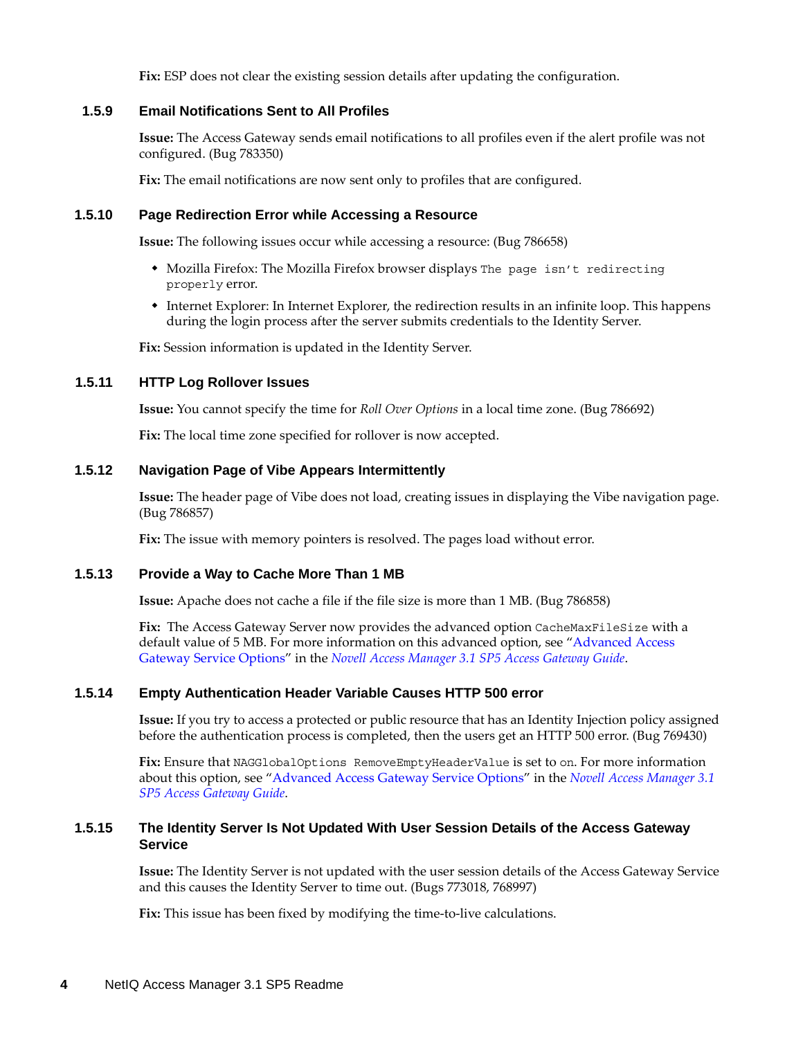**Fix:** ESP does not clear the existing session details after updating the configuration.

### 1.5.9 Email Notifications Sent to All Profiles

**Issue:** The Access Gateway sends email notifications to all profiles even if the alert profile was not configured. (Bug 783350)

**Fix:** The email notifications are now sent only to profiles that are configured.

### 1.5.10 Page Redirection Error while Accessing a Resource

**Issue:** The following issues occur while accessing a resource: (Bug 786658)

- Mozilla Firefox: The Mozilla Firefox browser displays `The page isn't redirecting properly` error.
- Internet Explorer: In Internet Explorer, the redirection results in an infinite loop. This happens during the login process after the server submits credentials to the Identity Server.

**Fix:** Session information is updated in the Identity Server.

### 1.5.11 HTTP Log Rollover Issues

**Issue:** You cannot specify the time for *Roll Over Options* in a local time zone. (Bug 786692)

**Fix:** The local time zone specified for rollover is now accepted.

### 1.5.12 Navigation Page of Vibe Appears Intermittently

**Issue:** The header page of Vibe does not load, creating issues in displaying the Vibe navigation page. (Bug 786857)

**Fix:** The issue with memory pointers is resolved. The pages load without error.

### 1.5.13 Provide a Way to Cache More Than 1 MB

**Issue:** Apache does not cache a file if the file size is more than 1 MB. (Bug 786858)

**Fix:** The Access Gateway Server now provides the advanced option `CacheMaxFileSize` with a default value of 5 MB. For more information on this advanced option, see "Advanced Access Gateway Service Options" in the *Novell Access Manager 3.1 SP5 Access Gateway Guide*.

### 1.5.14 Empty Authentication Header Variable Causes HTTP 500 error

**Issue:** If you try to access a protected or public resource that has an Identity Injection policy assigned before the authentication process is completed, then the users get an HTTP 500 error. (Bug 769430)

**Fix:** Ensure that `NAGGlobalOptions RemoveEmptyHeaderValue` is set to `on`. For more information about this option, see "Advanced Access Gateway Service Options" in the *Novell Access Manager 3.1 SP5 Access Gateway Guide*.

### 1.5.15 The Identity Server Is Not Updated With User Session Details of the Access Gateway Service

**Issue:** The Identity Server is not updated with the user session details of the Access Gateway Service and this causes the Identity Server to time out. (Bugs 773018, 768997)

**Fix:** This issue has been fixed by modifying the time-to-live calculations.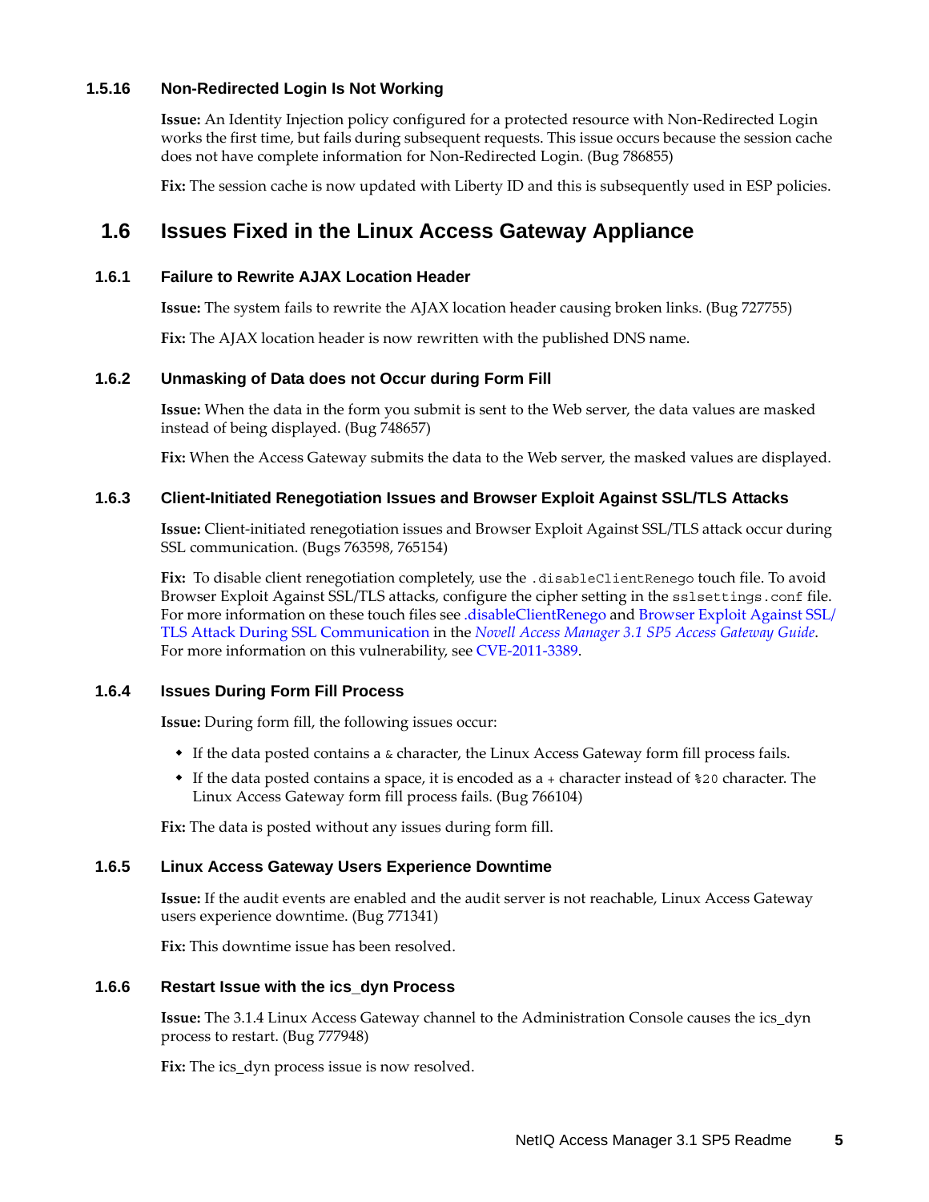### 1.5.16 Non-Redirected Login Is Not Working

**Issue:** An Identity Injection policy configured for a protected resource with Non-Redirected Login works the first time, but fails during subsequent requests. This issue occurs because the session cache does not have complete information for Non-Redirected Login. (Bug 786855)

**Fix:** The session cache is now updated with Liberty ID and this is subsequently used in ESP policies.

## 1.6 Issues Fixed in the Linux Access Gateway Appliance

### 1.6.1 Failure to Rewrite AJAX Location Header

**Issue:** The system fails to rewrite the AJAX location header causing broken links. (Bug 727755)

**Fix:** The AJAX location header is now rewritten with the published DNS name.

### 1.6.2 Unmasking of Data does not Occur during Form Fill

**Issue:** When the data in the form you submit is sent to the Web server, the data values are masked instead of being displayed. (Bug 748657)

**Fix:** When the Access Gateway submits the data to the Web server, the masked values are displayed.

### 1.6.3 Client-Initiated Renegotiation Issues and Browser Exploit Against SSL/TLS Attacks

**Issue:** Client-initiated renegotiation issues and Browser Exploit Against SSL/TLS attack occur during SSL communication. (Bugs 763598, 765154)

**Fix:** To disable client renegotiation completely, use the `.disableClientRenego` touch file. To avoid Browser Exploit Against SSL/TLS attacks, configure the cipher setting in the `sslsettings.conf` file. For more information on these touch files see .disableClientRenego and Browser Exploit Against SSL/TLS Attack During SSL Communication in the *Novell Access Manager 3.1 SP5 Access Gateway Guide*. For more information on this vulnerability, see CVE-2011-3389.

### 1.6.4 Issues During Form Fill Process

**Issue:** During form fill, the following issues occur:

- If the data posted contains a `&` character, the Linux Access Gateway form fill process fails.
- If the data posted contains a space, it is encoded as a `+` character instead of `%20` character. The Linux Access Gateway form fill process fails. (Bug 766104)

**Fix:** The data is posted without any issues during form fill.

### 1.6.5 Linux Access Gateway Users Experience Downtime

**Issue:** If the audit events are enabled and the audit server is not reachable, Linux Access Gateway users experience downtime. (Bug 771341)

**Fix:** This downtime issue has been resolved.

### 1.6.6 Restart Issue with the ics_dyn Process

**Issue:** The 3.1.4 Linux Access Gateway channel to the Administration Console causes the ics_dyn process to restart. (Bug 777948)

**Fix:** The ics_dyn process issue is now resolved.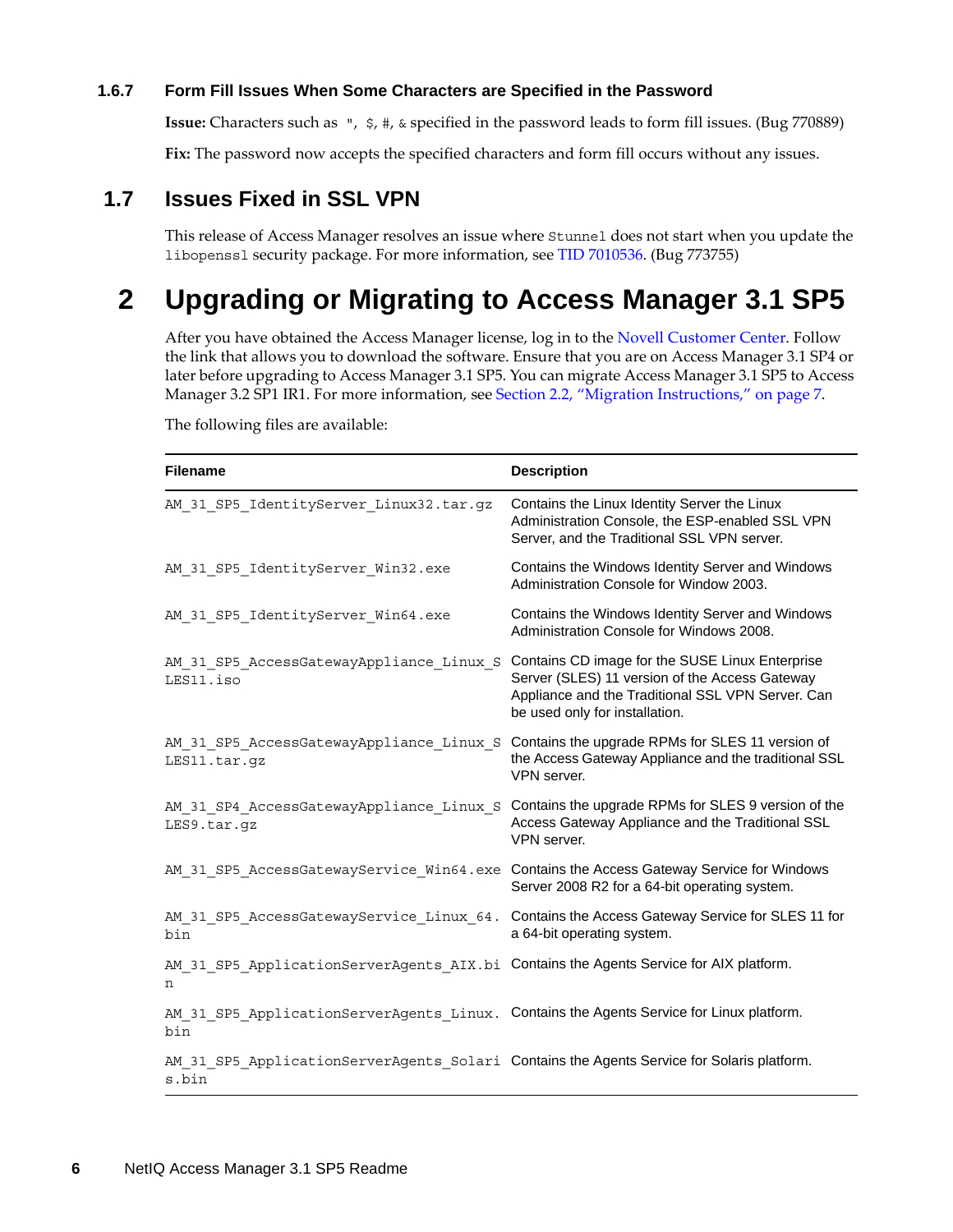### 1.6.7 Form Fill Issues When Some Characters are Specified in the Password

**Issue:** Characters such as `"`, `$`, `#`, `&` specified in the password leads to form fill issues. (Bug 770889)

**Fix:** The password now accepts the specified characters and form fill occurs without any issues.

## 1.7 Issues Fixed in SSL VPN

This release of Access Manager resolves an issue where `Stunnel` does not start when you update the `libopenssl` security package. For more information, see TID 7010536. (Bug 773755)

# 2 Upgrading or Migrating to Access Manager 3.1 SP5

After you have obtained the Access Manager license, log in to the Novell Customer Center. Follow the link that allows you to download the software. Ensure that you are on Access Manager 3.1 SP4 or later before upgrading to Access Manager 3.1 SP5. You can migrate Access Manager 3.1 SP5 to Access Manager 3.2 SP1 IR1. For more information, see Section 2.2, "Migration Instructions," on page 7.

The following files are available:

| Filename | Description |
|---|---|
| `AM_31_SP5_IdentityServer_Linux32.tar.gz` | Contains the Linux Identity Server the Linux Administration Console, the ESP-enabled SSL VPN Server, and the Traditional SSL VPN server. |
| `AM_31_SP5_IdentityServer_Win32.exe` | Contains the Windows Identity Server and Windows Administration Console for Window 2003. |
| `AM_31_SP5_IdentityServer_Win64.exe` | Contains the Windows Identity Server and Windows Administration Console for Windows 2008. |
| `AM_31_SP5_AccessGatewayAppliance_Linux_SLES11.iso` | Contains CD image for the SUSE Linux Enterprise Server (SLES) 11 version of the Access Gateway Appliance and the Traditional SSL VPN Server. Can be used only for installation. |
| `AM_31_SP5_AccessGatewayAppliance_Linux_SLES11.tar.gz` | Contains the upgrade RPMs for SLES 11 version of the Access Gateway Appliance and the traditional SSL VPN server. |
| `AM_31_SP4_AccessGatewayAppliance_Linux_SLES9.tar.gz` | Contains the upgrade RPMs for SLES 9 version of the Access Gateway Appliance and the Traditional SSL VPN server. |
| `AM_31_SP5_AccessGatewayService_Win64.exe` | Contains the Access Gateway Service for Windows Server 2008 R2 for a 64-bit operating system. |
| `AM_31_SP5_AccessGatewayService_Linux_64.bin` | Contains the Access Gateway Service for SLES 11 for a 64-bit operating system. |
| `AM_31_SP5_ApplicationServerAgents_AIX.bin` | Contains the Agents Service for AIX platform. |
| `AM_31_SP5_ApplicationServerAgents_Linux.bin` | Contains the Agents Service for Linux platform. |
| `AM_31_SP5_ApplicationServerAgents_Solaris.bin` | Contains the Agents Service for Solaris platform. |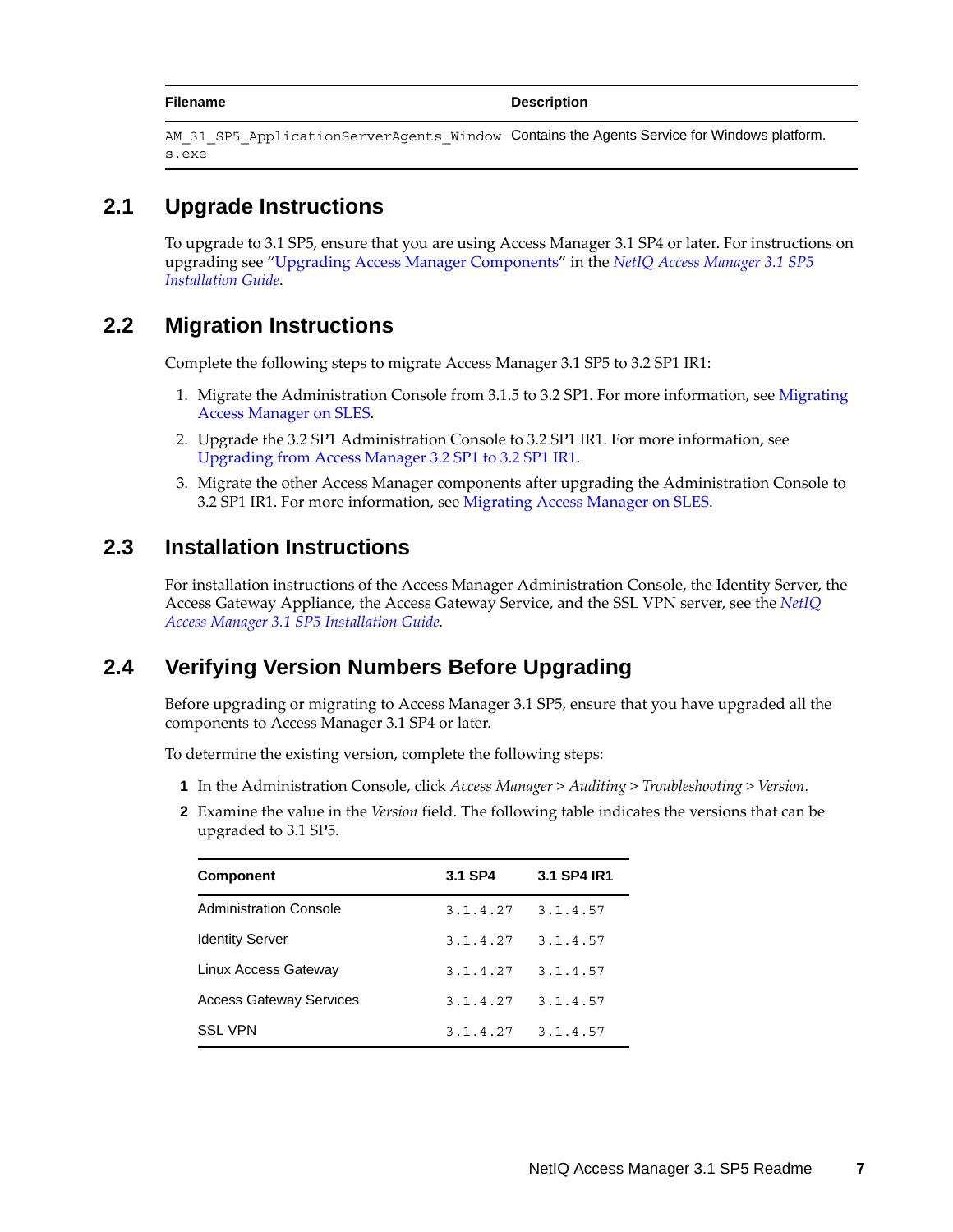| Filename | Description |
|---|---|
| `AM_31_SP5_ApplicationServerAgents_Windows.exe` | Contains the Agents Service for Windows platform. |

## 2.1 Upgrade Instructions

To upgrade to 3.1 SP5, ensure that you are using Access Manager 3.1 SP4 or later. For instructions on upgrading see “Upgrading Access Manager Components” in the *NetIQ Access Manager 3.1 SP5 Installation Guide*.

## 2.2 Migration Instructions

Complete the following steps to migrate Access Manager 3.1 SP5 to 3.2 SP1 IR1:

1. Migrate the Administration Console from 3.1.5 to 3.2 SP1. For more information, see Migrating Access Manager on SLES.
2. Upgrade the 3.2 SP1 Administration Console to 3.2 SP1 IR1. For more information, see Upgrading from Access Manager 3.2 SP1 to 3.2 SP1 IR1.
3. Migrate the other Access Manager components after upgrading the Administration Console to 3.2 SP1 IR1. For more information, see Migrating Access Manager on SLES.

## 2.3 Installation Instructions

For installation instructions of the Access Manager Administration Console, the Identity Server, the Access Gateway Appliance, the Access Gateway Service, and the SSL VPN server, see the *NetIQ Access Manager 3.1 SP5 Installation Guide*.

## 2.4 Verifying Version Numbers Before Upgrading

Before upgrading or migrating to Access Manager 3.1 SP5, ensure that you have upgraded all the components to Access Manager 3.1 SP4 or later.

To determine the existing version, complete the following steps:

1. In the Administration Console, click *Access Manager* > *Auditing* > *Troubleshooting* > *Version*.
2. Examine the value in the *Version* field. The following table indicates the versions that can be upgraded to 3.1 SP5.

| Component | 3.1 SP4 | 3.1 SP4 IR1 |
|---|---|---|
| Administration Console | 3.1.4.27 | 3.1.4.57 |
| Identity Server | 3.1.4.27 | 3.1.4.57 |
| Linux Access Gateway | 3.1.4.27 | 3.1.4.57 |
| Access Gateway Services | 3.1.4.27 | 3.1.4.57 |
| SSL VPN | 3.1.4.27 | 3.1.4.57 |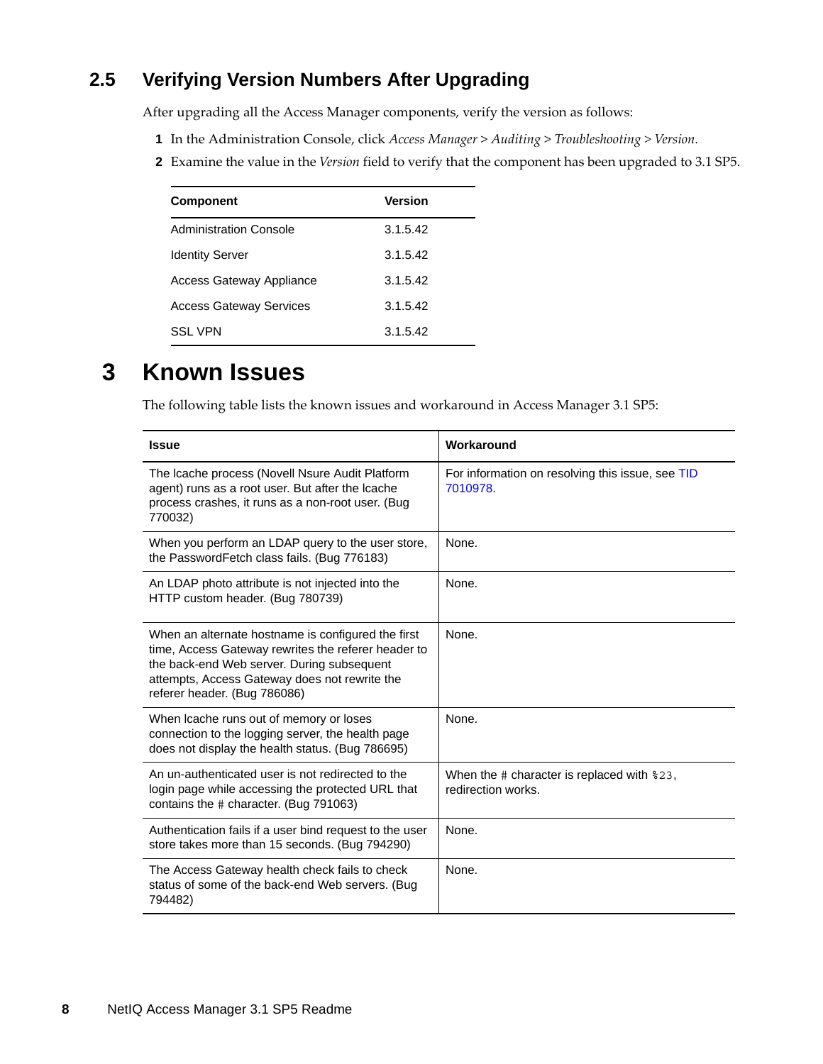## 2.5 Verifying Version Numbers After Upgrading

After upgrading all the Access Manager components, verify the version as follows:

1. In the Administration Console, click *Access Manager* > *Auditing* > *Troubleshooting* > *Version*.
2. Examine the value in the *Version* field to verify that the component has been upgraded to 3.1 SP5.

| Component | Version |
|---|---|
| Administration Console | 3.1.5.42 |
| Identity Server | 3.1.5.42 |
| Access Gateway Appliance | 3.1.5.42 |
| Access Gateway Services | 3.1.5.42 |
| SSL VPN | 3.1.5.42 |

# 3 Known Issues

The following table lists the known issues and workaround in Access Manager 3.1 SP5:

| Issue | Workaround |
|---|---|
| The lcache process (Novell Nsure Audit Platform agent) runs as a root user. But after the lcache process crashes, it runs as a non-root user. (Bug 770032) | For information on resolving this issue, see TID 7010978. |
| When you perform an LDAP query to the user store, the PasswordFetch class fails. (Bug 776183) | None. |
| An LDAP photo attribute is not injected into the HTTP custom header. (Bug 780739) | None. |
| When an alternate hostname is configured the first time, Access Gateway rewrites the referer header to the back-end Web server. During subsequent attempts, Access Gateway does not rewrite the referer header. (Bug 786086) | None. |
| When lcache runs out of memory or loses connection to the logging server, the health page does not display the health status. (Bug 786695) | None. |
| An un-authenticated user is not redirected to the login page while accessing the protected URL that contains the `#` character. (Bug 791063) | When the `#` character is replaced with `%23`, redirection works. |
| Authentication fails if a user bind request to the user store takes more than 15 seconds. (Bug 794290) | None. |
| The Access Gateway health check fails to check status of some of the back-end Web servers. (Bug 794482) | None. |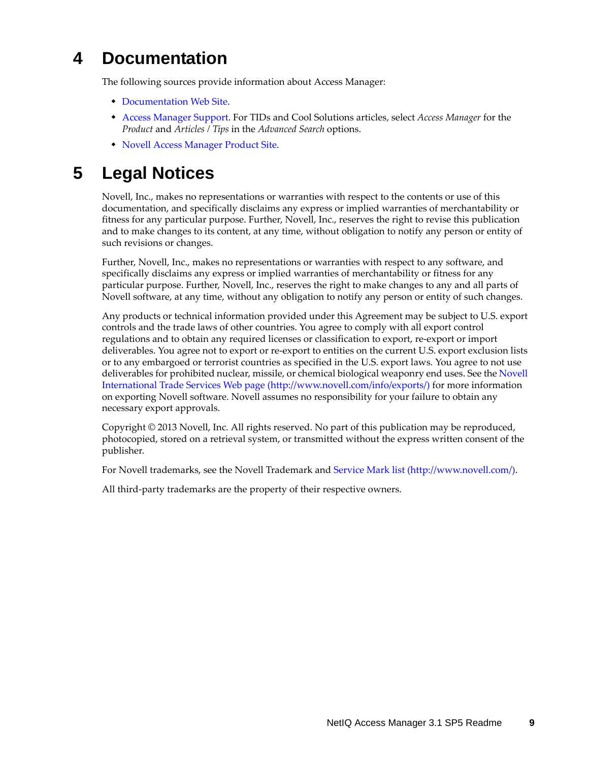# 4 Documentation

The following sources provide information about Access Manager:

- Documentation Web Site.
- Access Manager Support. For TIDs and Cool Solutions articles, select *Access Manager* for the *Product* and *Articles / Tips* in the *Advanced Search* options.
- Novell Access Manager Product Site.

# 5 Legal Notices

Novell, Inc., makes no representations or warranties with respect to the contents or use of this documentation, and specifically disclaims any express or implied warranties of merchantability or fitness for any particular purpose. Further, Novell, Inc., reserves the right to revise this publication and to make changes to its content, at any time, without obligation to notify any person or entity of such revisions or changes.

Further, Novell, Inc., makes no representations or warranties with respect to any software, and specifically disclaims any express or implied warranties of merchantability or fitness for any particular purpose. Further, Novell, Inc., reserves the right to make changes to any and all parts of Novell software, at any time, without any obligation to notify any person or entity of such changes.

Any products or technical information provided under this Agreement may be subject to U.S. export controls and the trade laws of other countries. You agree to comply with all export control regulations and to obtain any required licenses or classification to export, re-export or import deliverables. You agree not to export or re-export to entities on the current U.S. export exclusion lists or to any embargoed or terrorist countries as specified in the U.S. export laws. You agree to not use deliverables for prohibited nuclear, missile, or chemical biological weaponry end uses. See the Novell International Trade Services Web page (http://www.novell.com/info/exports/) for more information on exporting Novell software. Novell assumes no responsibility for your failure to obtain any necessary export approvals.

Copyright © 2013 Novell, Inc. All rights reserved. No part of this publication may be reproduced, photocopied, stored on a retrieval system, or transmitted without the express written consent of the publisher.

For Novell trademarks, see the Novell Trademark and Service Mark list (http://www.novell.com/).

All third-party trademarks are the property of their respective owners.